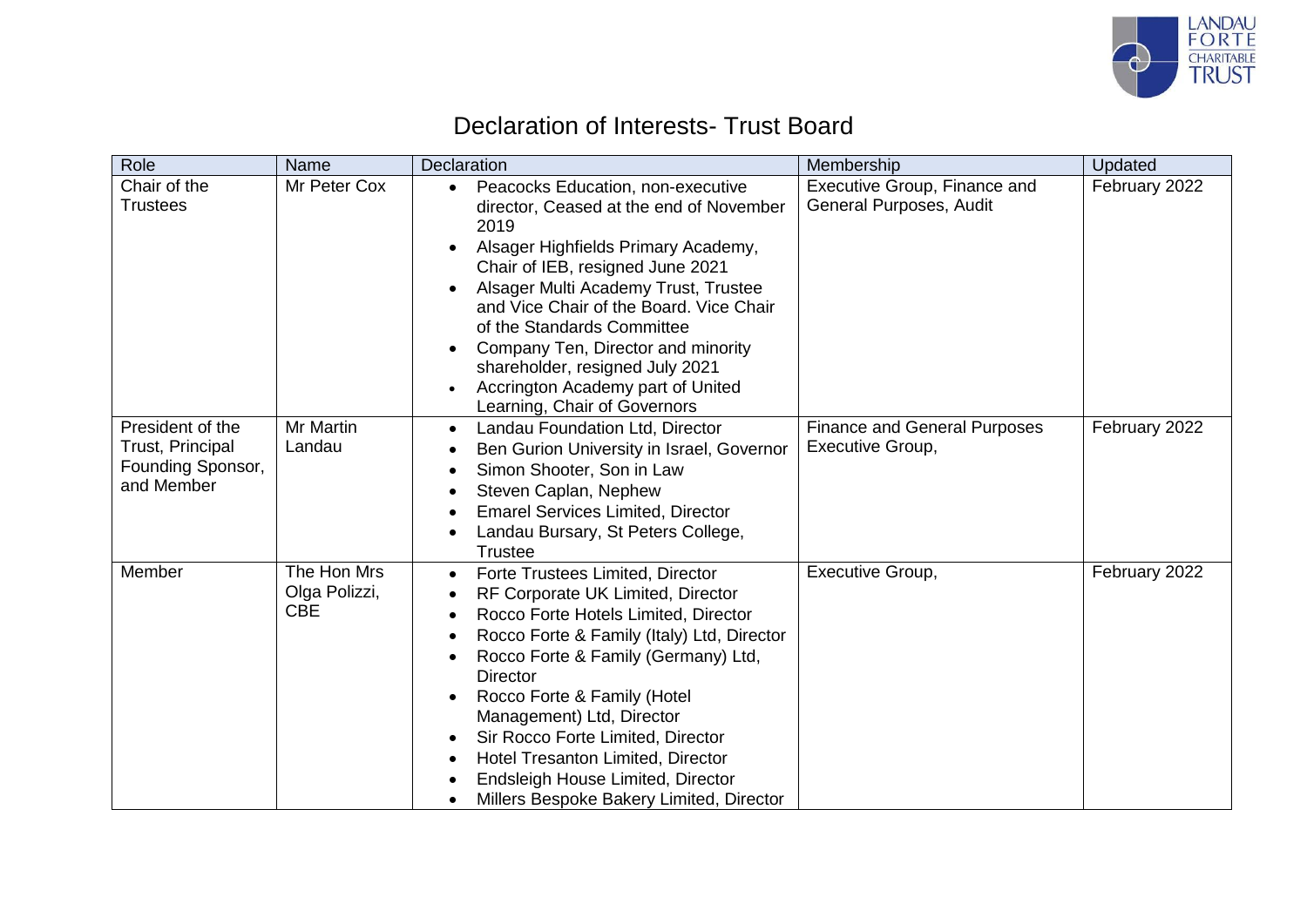# Declaration of Interests- Trust Board

| Role | Name | Declaration | Membership | Updated |
|---|---|---|---|---|
| Chair of the Trustees | Mr Peter Cox | • Peacocks Education, non-executive director, Ceased at the end of November 2019<br>• Alsager Highfields Primary Academy, Chair of IEB, resigned June 2021<br>• Alsager Multi Academy Trust, Trustee and Vice Chair of the Board. Vice Chair of the Standards Committee<br>• Company Ten, Director and minority shareholder, resigned July 2021<br>• Accrington Academy part of United Learning, Chair of Governors | Executive Group, Finance and General Purposes, Audit | February 2022 |
| President of the Trust, Principal Founding Sponsor, and Member | Mr Martin Landau | • Landau Foundation Ltd, Director<br>• Ben Gurion University in Israel, Governor<br>• Simon Shooter, Son in Law<br>• Steven Caplan, Nephew<br>• Emarel Services Limited, Director<br>• Landau Bursary, St Peters College, Trustee | Finance and General Purposes Executive Group, | February 2022 |
| Member | The Hon Mrs Olga Polizzi, CBE | • Forte Trustees Limited, Director<br>• RF Corporate UK Limited, Director<br>• Rocco Forte Hotels Limited, Director<br>• Rocco Forte & Family (Italy) Ltd, Director<br>• Rocco Forte & Family (Germany) Ltd, Director<br>• Rocco Forte & Family (Hotel Management) Ltd, Director<br>• Sir Rocco Forte Limited, Director<br>• Hotel Tresanton Limited, Director<br>• Endsleigh House Limited, Director<br>• Millers Bespoke Bakery Limited, Director | Executive Group, | February 2022 |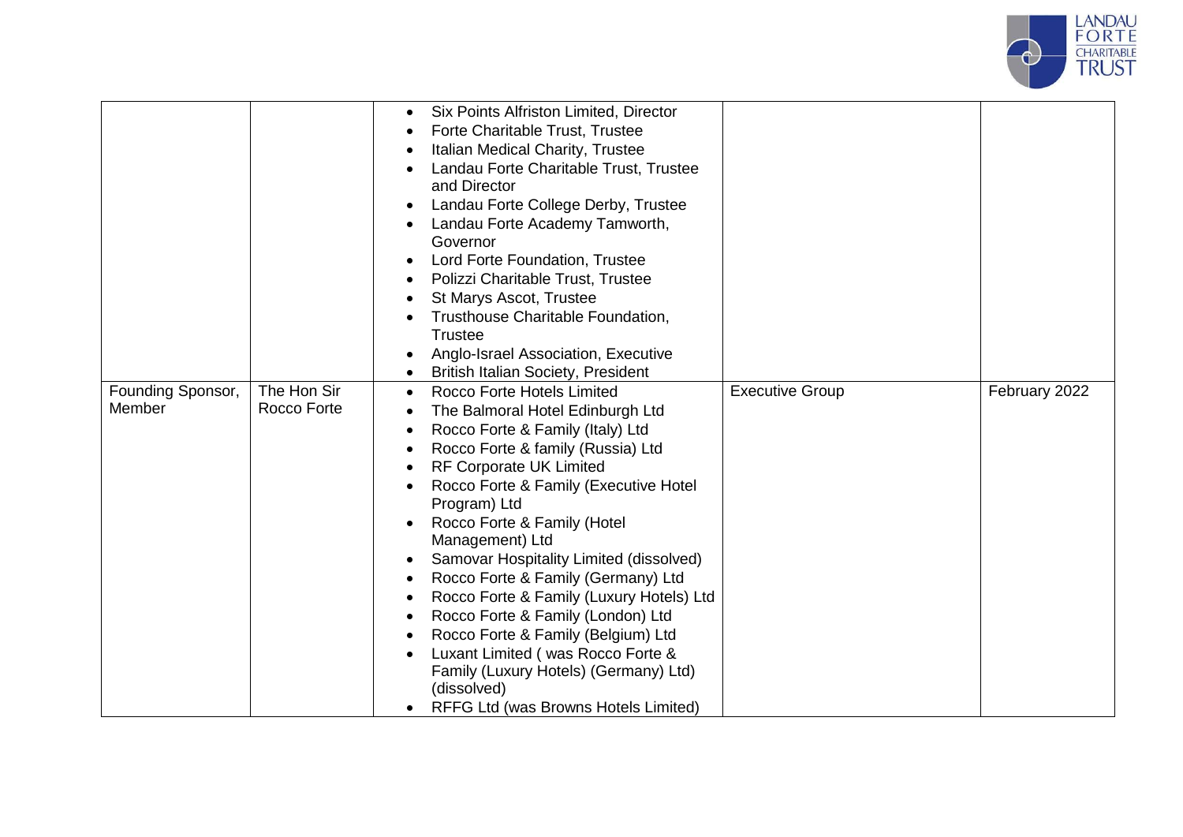|  |  |  |  |  |
|---|---|---|---|---|
|  |  | • Six Points Alfriston Limited, Director<br>• Forte Charitable Trust, Trustee<br>• Italian Medical Charity, Trustee<br>• Landau Forte Charitable Trust, Trustee and Director<br>• Landau Forte College Derby, Trustee<br>• Landau Forte Academy Tamworth, Governor<br>• Lord Forte Foundation, Trustee<br>• Polizzi Charitable Trust, Trustee<br>• St Marys Ascot, Trustee<br>• Trusthouse Charitable Foundation, Trustee<br>• Anglo-Israel Association, Executive<br>• British Italian Society, President |  |  |
| Founding Sponsor, Member | The Hon Sir Rocco Forte | • Rocco Forte Hotels Limited<br>• The Balmoral Hotel Edinburgh Ltd<br>• Rocco Forte & Family (Italy) Ltd<br>• Rocco Forte & family (Russia) Ltd<br>• RF Corporate UK Limited<br>• Rocco Forte & Family (Executive Hotel Program) Ltd<br>• Rocco Forte & Family (Hotel Management) Ltd<br>• Samovar Hospitality Limited (dissolved)<br>• Rocco Forte & Family (Germany) Ltd<br>• Rocco Forte & Family (Luxury Hotels) Ltd<br>• Rocco Forte & Family (London) Ltd<br>• Rocco Forte & Family (Belgium) Ltd<br>• Luxant Limited ( was Rocco Forte & Family (Luxury Hotels) (Germany) Ltd) (dissolved)<br>• RFFG Ltd (was Browns Hotels Limited) | Executive Group | February 2022 |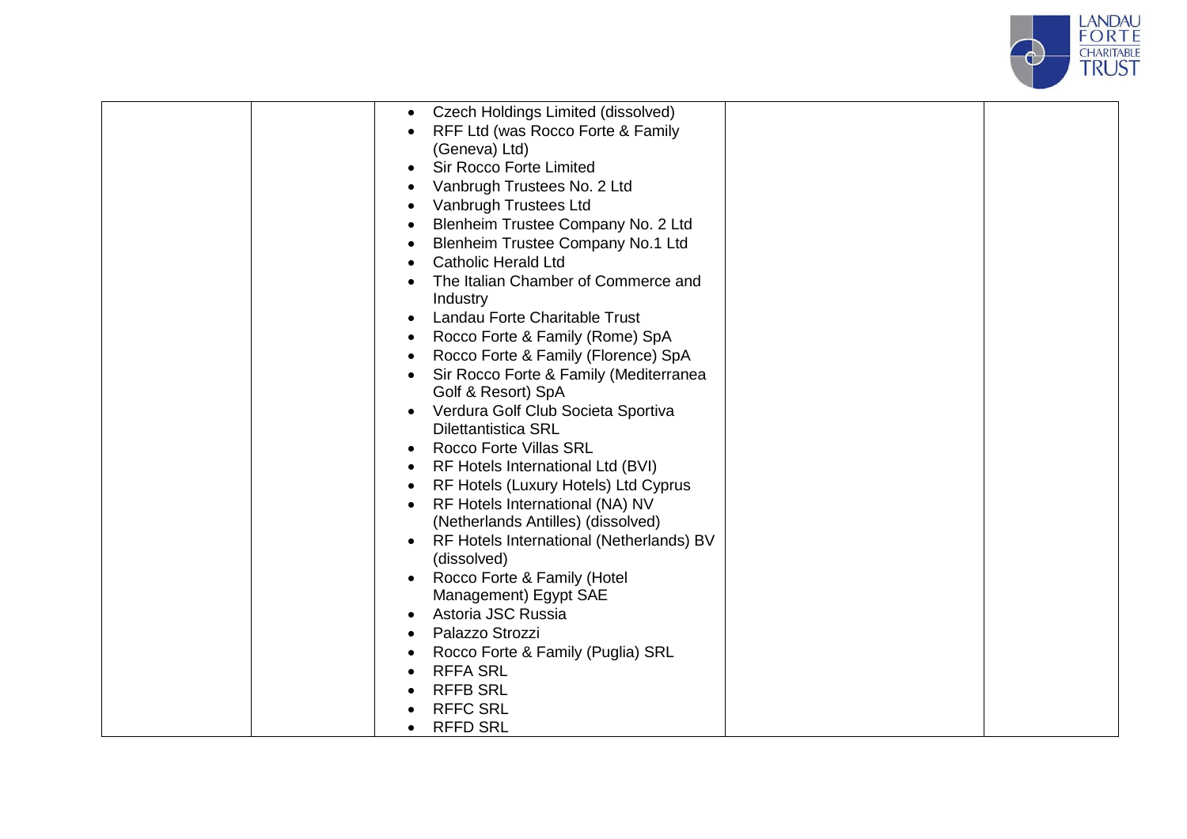| | | | | |
|---|---|---|---|---|
| | | • Czech Holdings Limited (dissolved)<br>• RFF Ltd (was Rocco Forte & Family (Geneva) Ltd)<br>• Sir Rocco Forte Limited<br>• Vanbrugh Trustees No. 2 Ltd<br>• Vanbrugh Trustees Ltd<br>• Blenheim Trustee Company No. 2 Ltd<br>• Blenheim Trustee Company No.1 Ltd<br>• Catholic Herald Ltd<br>• The Italian Chamber of Commerce and Industry<br>• Landau Forte Charitable Trust<br>• Rocco Forte & Family (Rome) SpA<br>• Rocco Forte & Family (Florence) SpA<br>• Sir Rocco Forte & Family (Mediterranea Golf & Resort) SpA<br>• Verdura Golf Club Societa Sportiva Dilettantistica SRL<br>• Rocco Forte Villas SRL<br>• RF Hotels International Ltd (BVI)<br>• RF Hotels (Luxury Hotels) Ltd Cyprus<br>• RF Hotels International (NA) NV (Netherlands Antilles) (dissolved)<br>• RF Hotels International (Netherlands) BV (dissolved)<br>• Rocco Forte & Family (Hotel Management) Egypt SAE<br>• Astoria JSC Russia<br>• Palazzo Strozzi<br>• Rocco Forte & Family (Puglia) SRL<br>• RFFA SRL<br>• RFFB SRL<br>• RFFC SRL<br>• RFFD SRL | | |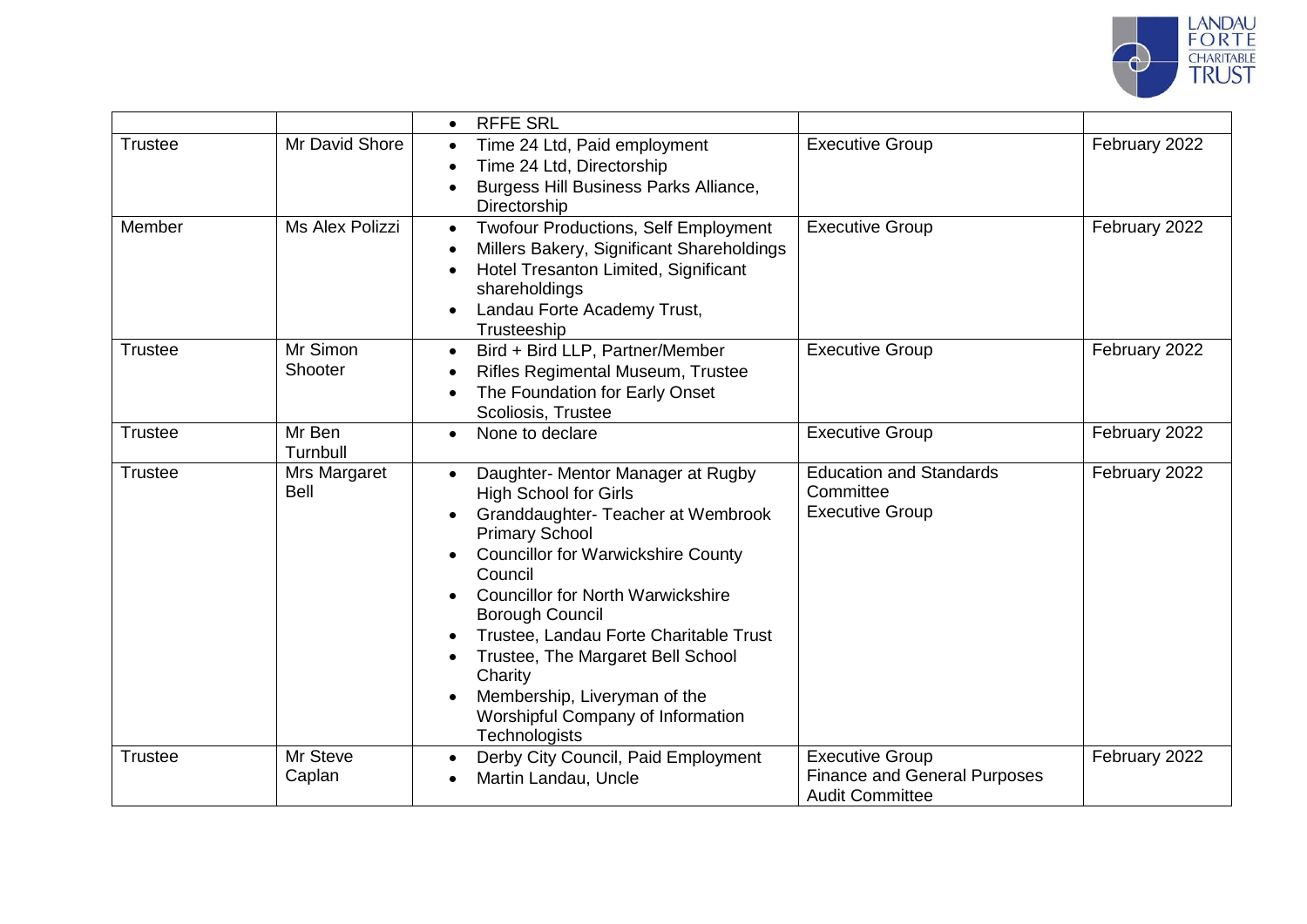| | | | | |
|---|---|---|---|---|
| | | • RFFE SRL | | |
| Trustee | Mr David Shore | • Time 24 Ltd, Paid employment<br>• Time 24 Ltd, Directorship<br>• Burgess Hill Business Parks Alliance, Directorship | Executive Group | February 2022 |
| Member | Ms Alex Polizzi | • Twofour Productions, Self Employment<br>• Millers Bakery, Significant Shareholdings<br>• Hotel Tresanton Limited, Significant shareholdings<br>• Landau Forte Academy Trust, Trusteeship | Executive Group | February 2022 |
| Trustee | Mr Simon Shooter | • Bird + Bird LLP, Partner/Member<br>• Rifles Regimental Museum, Trustee<br>• The Foundation for Early Onset Scoliosis, Trustee | Executive Group | February 2022 |
| Trustee | Mr Ben Turnbull | • None to declare | Executive Group | February 2022 |
| Trustee | Mrs Margaret Bell | • Daughter- Mentor Manager at Rugby High School for Girls<br>• Granddaughter- Teacher at Wembrook Primary School<br>• Councillor for Warwickshire County Council<br>• Councillor for North Warwickshire Borough Council<br>• Trustee, Landau Forte Charitable Trust<br>• Trustee, The Margaret Bell School Charity<br>• Membership, Liveryman of the Worshipful Company of Information Technologists | Education and Standards Committee<br>Executive Group | February 2022 |
| Trustee | Mr Steve Caplan | • Derby City Council, Paid Employment<br>• Martin Landau, Uncle | Executive Group<br>Finance and General Purposes<br>Audit Committee | February 2022 |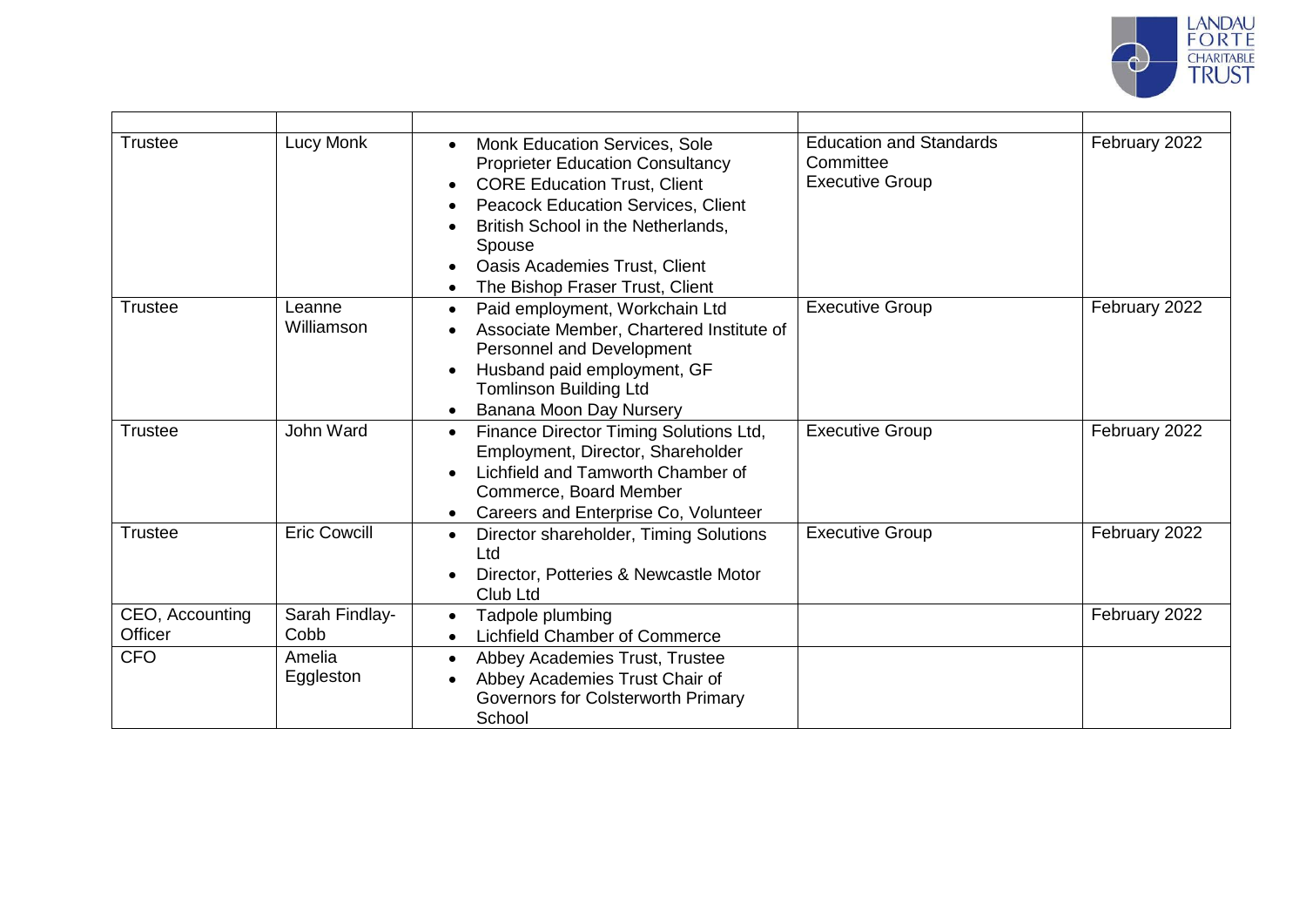| | | | | |
|---|---|---|---|---|
| Trustee | Lucy Monk | • Monk Education Services, Sole Proprieter Education Consultancy<br>• CORE Education Trust, Client<br>• Peacock Education Services, Client<br>• British School in the Netherlands, Spouse<br>• Oasis Academies Trust, Client<br>• The Bishop Fraser Trust, Client | Education and Standards Committee<br>Executive Group | February 2022 |
| Trustee | Leanne Williamson | • Paid employment, Workchain Ltd<br>• Associate Member, Chartered Institute of Personnel and Development<br>• Husband paid employment, GF Tomlinson Building Ltd<br>• Banana Moon Day Nursery | Executive Group | February 2022 |
| Trustee | John Ward | • Finance Director Timing Solutions Ltd, Employment, Director, Shareholder<br>• Lichfield and Tamworth Chamber of Commerce, Board Member<br>• Careers and Enterprise Co, Volunteer | Executive Group | February 2022 |
| Trustee | Eric Cowcill | • Director shareholder, Timing Solutions Ltd<br>• Director, Potteries & Newcastle Motor Club Ltd | Executive Group | February 2022 |
| CEO, Accounting Officer | Sarah Findlay-Cobb | • Tadpole plumbing<br>• Lichfield Chamber of Commerce | | February 2022 |
| CFO | Amelia Eggleston | • Abbey Academies Trust, Trustee<br>• Abbey Academies Trust Chair of Governors for Colsterworth Primary School | | |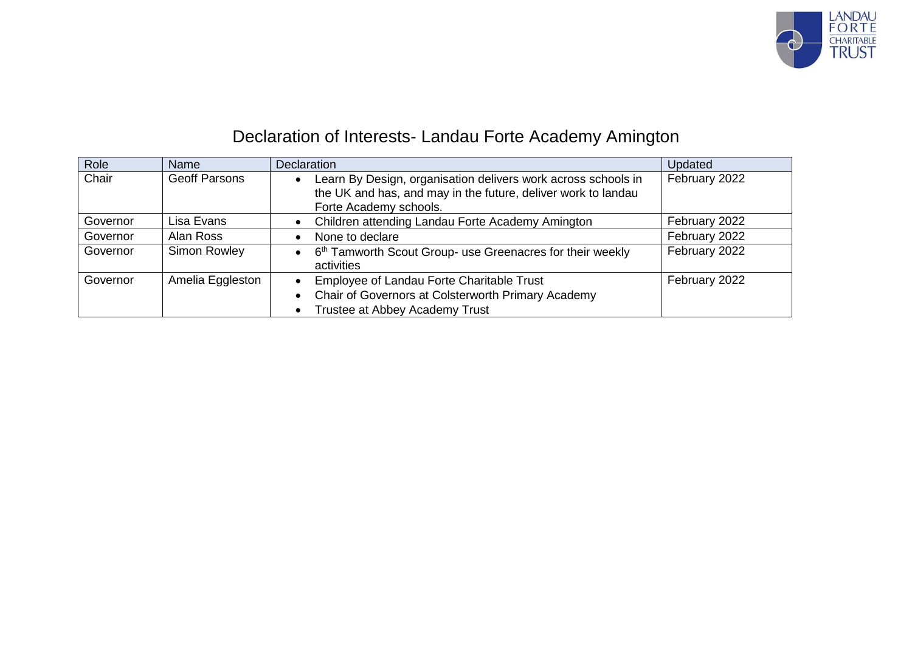# Declaration of Interests- Landau Forte Academy Amington

| Role | Name | Declaration | Updated |
|---|---|---|---|
| Chair | Geoff Parsons | • Learn By Design, organisation delivers work across schools in the UK and has, and may in the future, deliver work to landau Forte Academy schools. | February 2022 |
| Governor | Lisa Evans | • Children attending Landau Forte Academy Amington | February 2022 |
| Governor | Alan Ross | • None to declare | February 2022 |
| Governor | Simon Rowley | • 6th Tamworth Scout Group- use Greenacres for their weekly activities | February 2022 |
| Governor | Amelia Eggleston | • Employee of Landau Forte Charitable Trust<br>• Chair of Governors at Colsterworth Primary Academy<br>• Trustee at Abbey Academy Trust | February 2022 |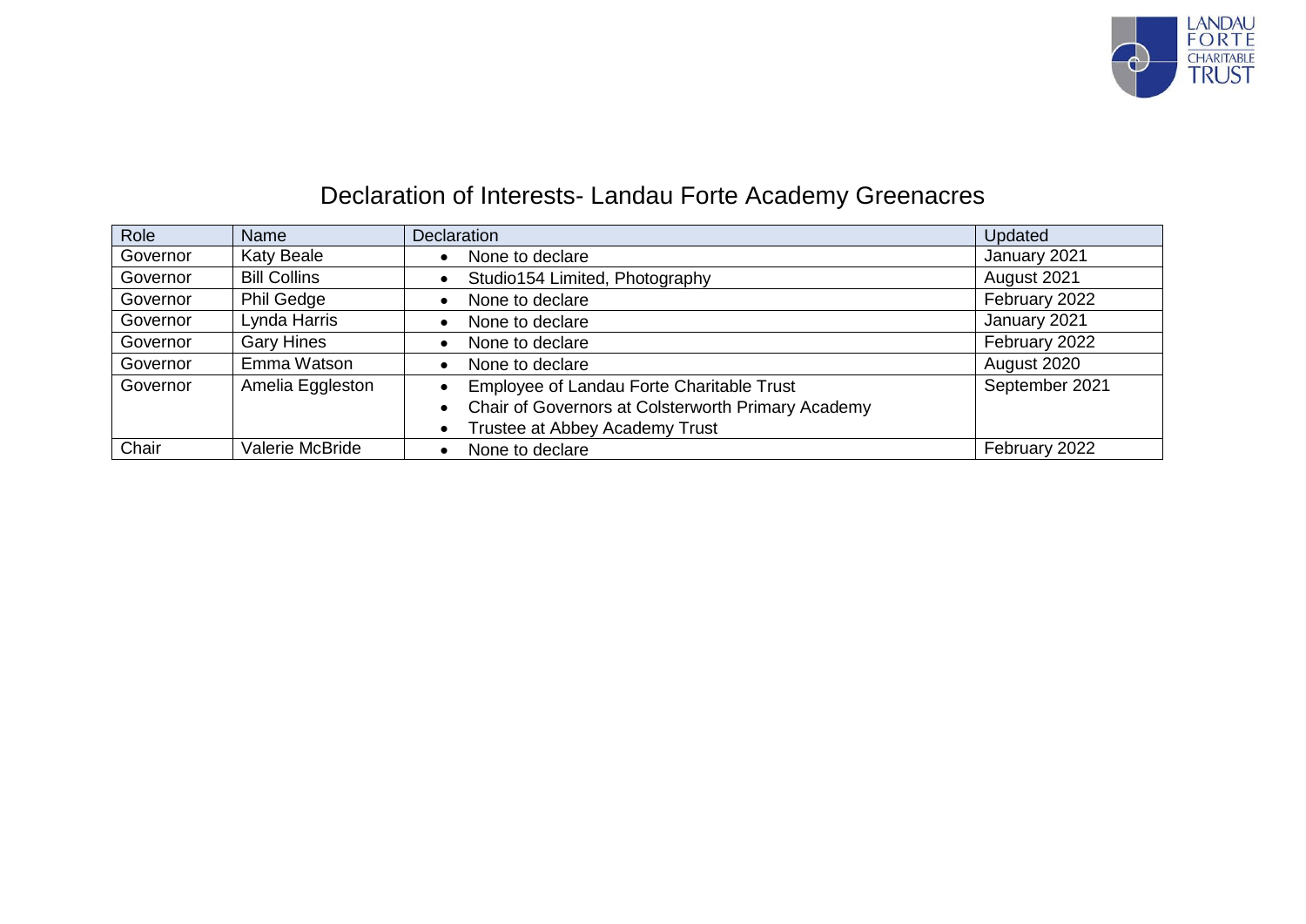# Declaration of Interests- Landau Forte Academy Greenacres

| Role | Name | Declaration | Updated |
|---|---|---|---|
| Governor | Katy Beale | • None to declare | January 2021 |
| Governor | Bill Collins | • Studio154 Limited, Photography | August 2021 |
| Governor | Phil Gedge | • None to declare | February 2022 |
| Governor | Lynda Harris | • None to declare | January 2021 |
| Governor | Gary Hines | • None to declare | February 2022 |
| Governor | Emma Watson | • None to declare | August 2020 |
| Governor | Amelia Eggleston | • Employee of Landau Forte Charitable Trust<br>• Chair of Governors at Colsterworth Primary Academy<br>• Trustee at Abbey Academy Trust | September 2021 |
| Chair | Valerie McBride | • None to declare | February 2022 |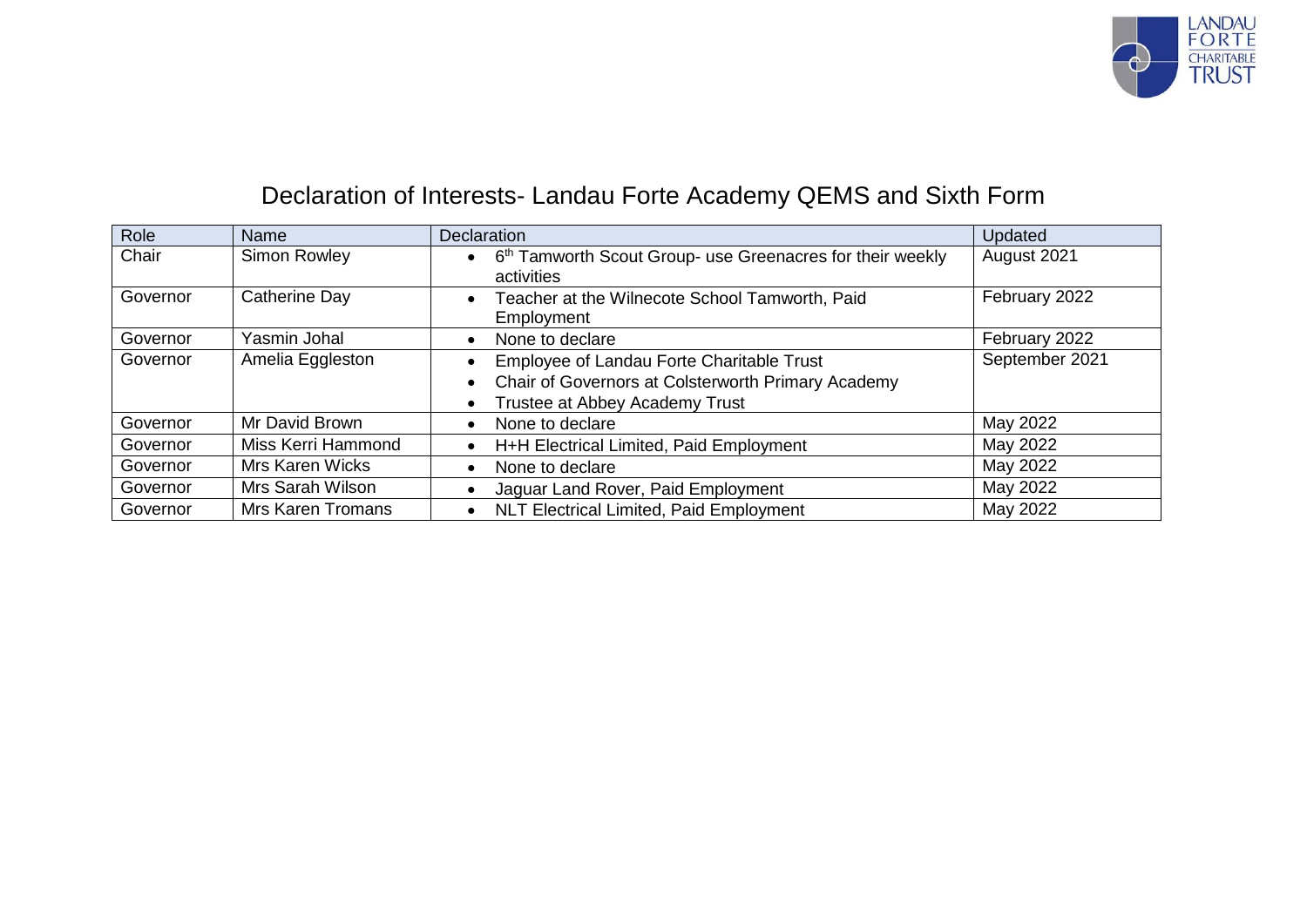# Declaration of Interests- Landau Forte Academy QEMS and Sixth Form

| Role | Name | Declaration | Updated |
|---|---|---|---|
| Chair | Simon Rowley | • 6th Tamworth Scout Group- use Greenacres for their weekly activities | August 2021 |
| Governor | Catherine Day | • Teacher at the Wilnecote School Tamworth, Paid Employment | February 2022 |
| Governor | Yasmin Johal | • None to declare | February 2022 |
| Governor | Amelia Eggleston | • Employee of Landau Forte Charitable Trust<br>• Chair of Governors at Colsterworth Primary Academy<br>• Trustee at Abbey Academy Trust | September 2021 |
| Governor | Mr David Brown | • None to declare | May 2022 |
| Governor | Miss Kerri Hammond | • H+H Electrical Limited, Paid Employment | May 2022 |
| Governor | Mrs Karen Wicks | • None to declare | May 2022 |
| Governor | Mrs Sarah Wilson | • Jaguar Land Rover, Paid Employment | May 2022 |
| Governor | Mrs Karen Tromans | • NLT Electrical Limited, Paid Employment | May 2022 |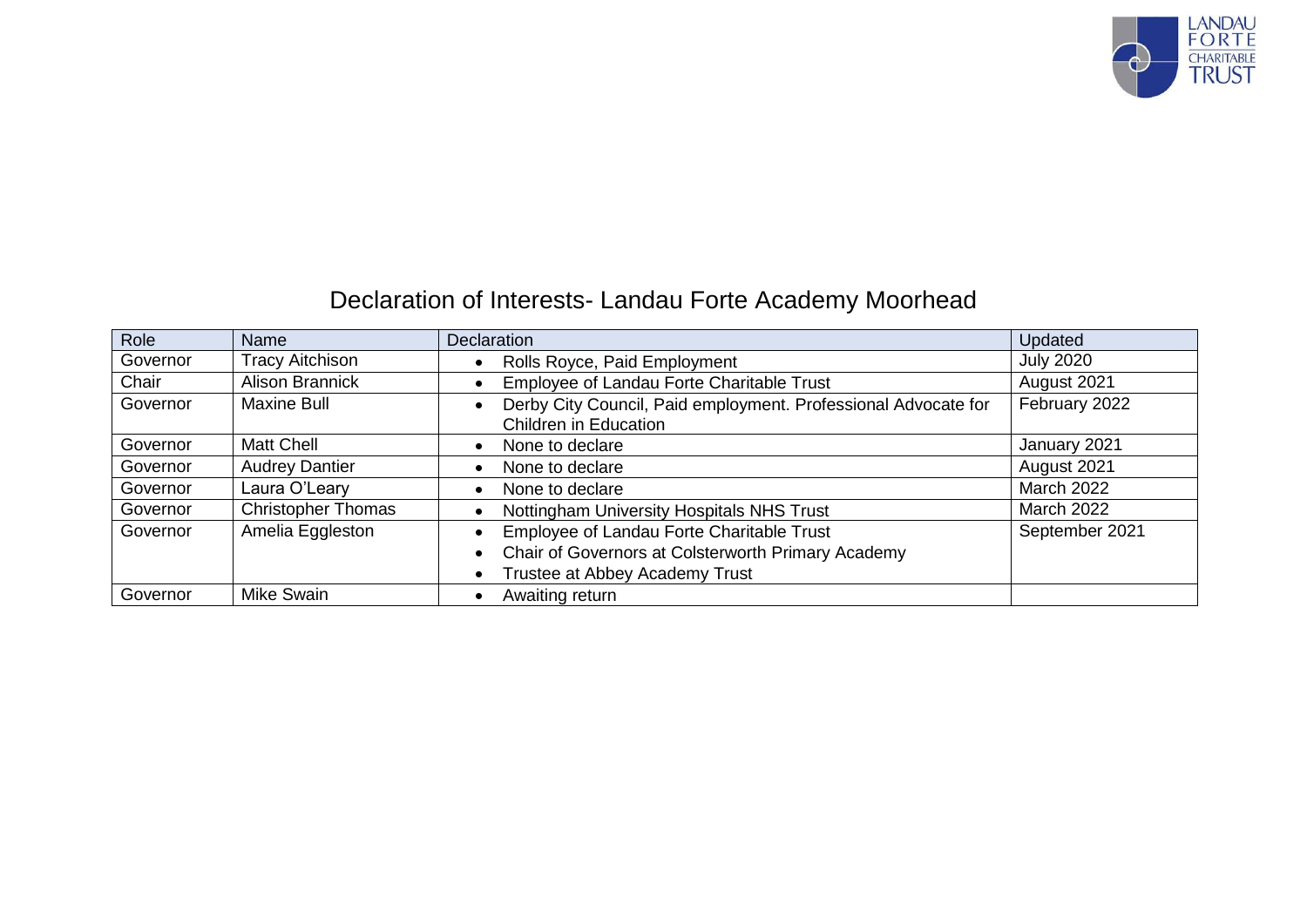# Declaration of Interests- Landau Forte Academy Moorhead

| Role | Name | Declaration | Updated |
|---|---|---|---|
| Governor | Tracy Aitchison | • Rolls Royce, Paid Employment | July 2020 |
| Chair | Alison Brannick | • Employee of Landau Forte Charitable Trust | August 2021 |
| Governor | Maxine Bull | • Derby City Council, Paid employment. Professional Advocate for Children in Education | February 2022 |
| Governor | Matt Chell | • None to declare | January 2021 |
| Governor | Audrey Dantier | • None to declare | August 2021 |
| Governor | Laura O'Leary | • None to declare | March 2022 |
| Governor | Christopher Thomas | • Nottingham University Hospitals NHS Trust | March 2022 |
| Governor | Amelia Eggleston | • Employee of Landau Forte Charitable Trust<br>• Chair of Governors at Colsterworth Primary Academy<br>• Trustee at Abbey Academy Trust | September 2021 |
| Governor | Mike Swain | • Awaiting return | |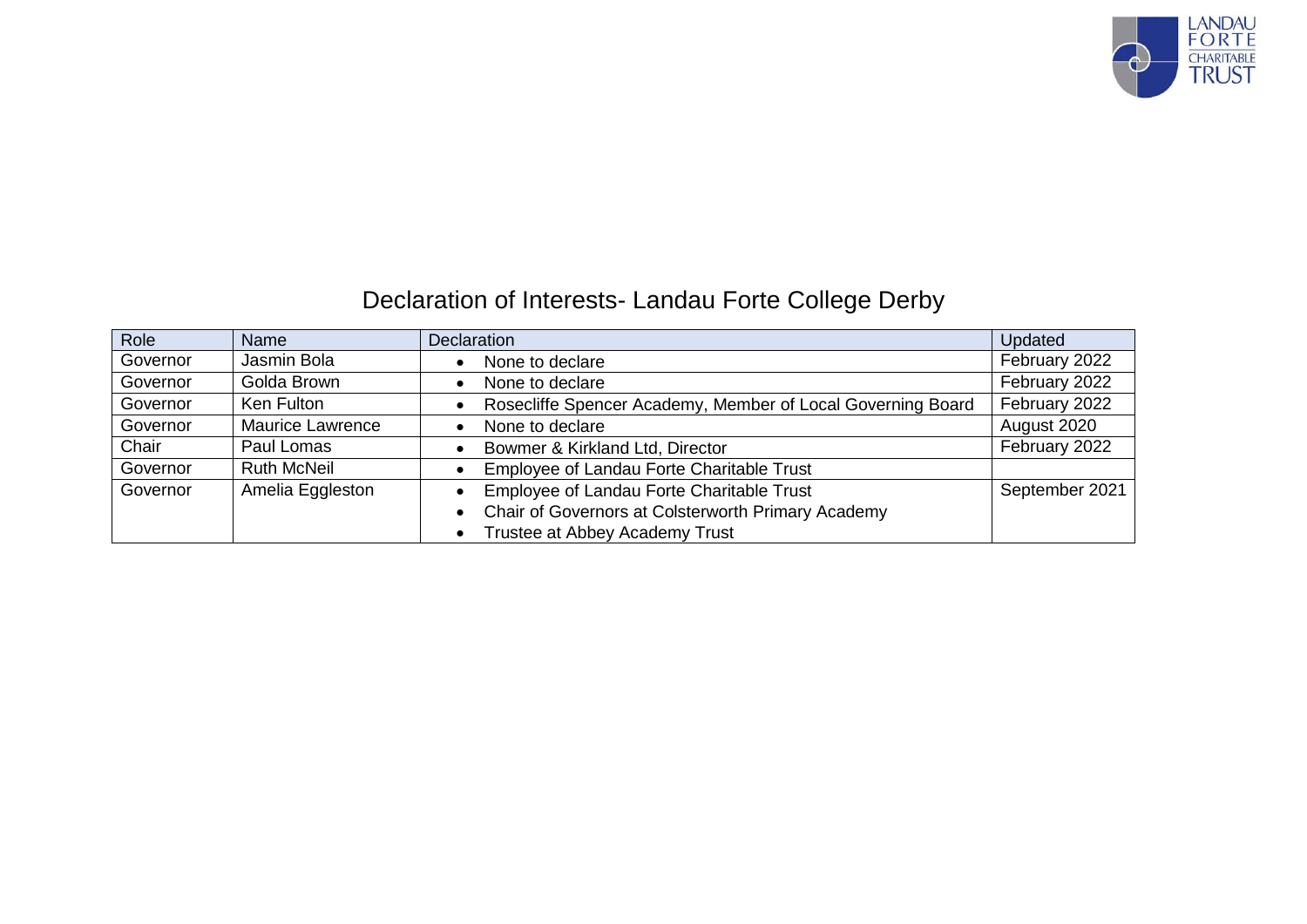# Declaration of Interests- Landau Forte College Derby

| Role | Name | Declaration | Updated |
|---|---|---|---|
| Governor | Jasmin Bola | • None to declare | February 2022 |
| Governor | Golda Brown | • None to declare | February 2022 |
| Governor | Ken Fulton | • Rosecliffe Spencer Academy, Member of Local Governing Board | February 2022 |
| Governor | Maurice Lawrence | • None to declare | August 2020 |
| Chair | Paul Lomas | • Bowmer & Kirkland Ltd, Director | February 2022 |
| Governor | Ruth McNeil | • Employee of Landau Forte Charitable Trust | |
| Governor | Amelia Eggleston | • Employee of Landau Forte Charitable Trust<br>• Chair of Governors at Colsterworth Primary Academy<br>• Trustee at Abbey Academy Trust | September 2021 |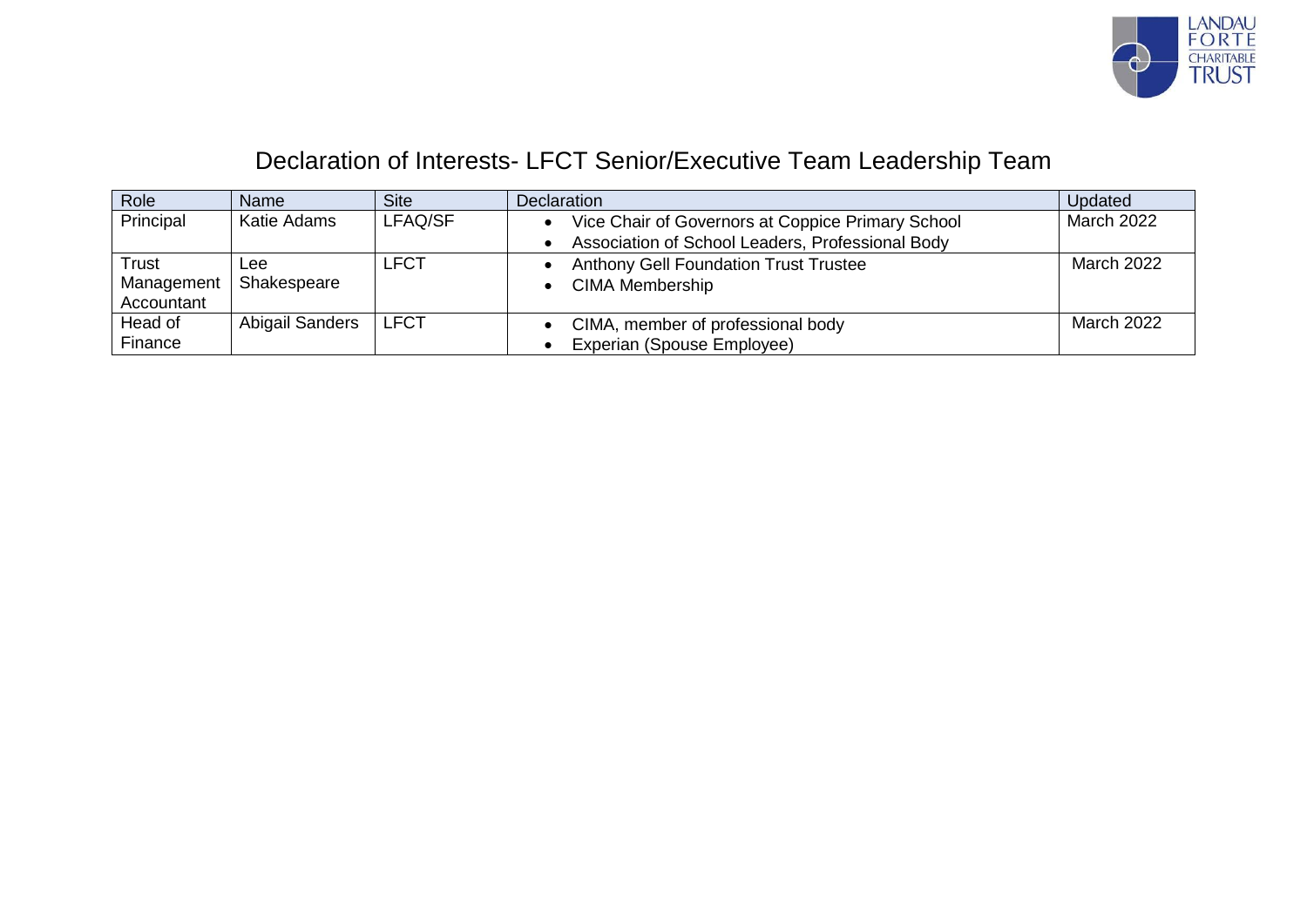# Declaration of Interests- LFCT Senior/Executive Team Leadership Team

| Role | Name | Site | Declaration | Updated |
|---|---|---|---|---|
| Principal | Katie Adams | LFAQ/SF | • Vice Chair of Governors at Coppice Primary School<br>• Association of School Leaders, Professional Body | March 2022 |
| Trust Management Accountant | Lee Shakespeare | LFCT | • Anthony Gell Foundation Trust Trustee<br>• CIMA Membership | March 2022 |
| Head of Finance | Abigail Sanders | LFCT | • CIMA, member of professional body<br>• Experian (Spouse Employee) | March 2022 |